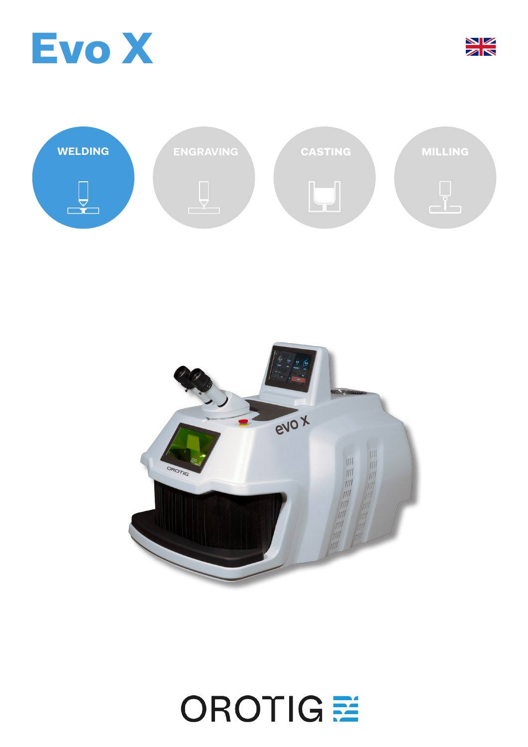# Evo X

WELDING

ENGRAVING

CASTING

MILLING

OROTIG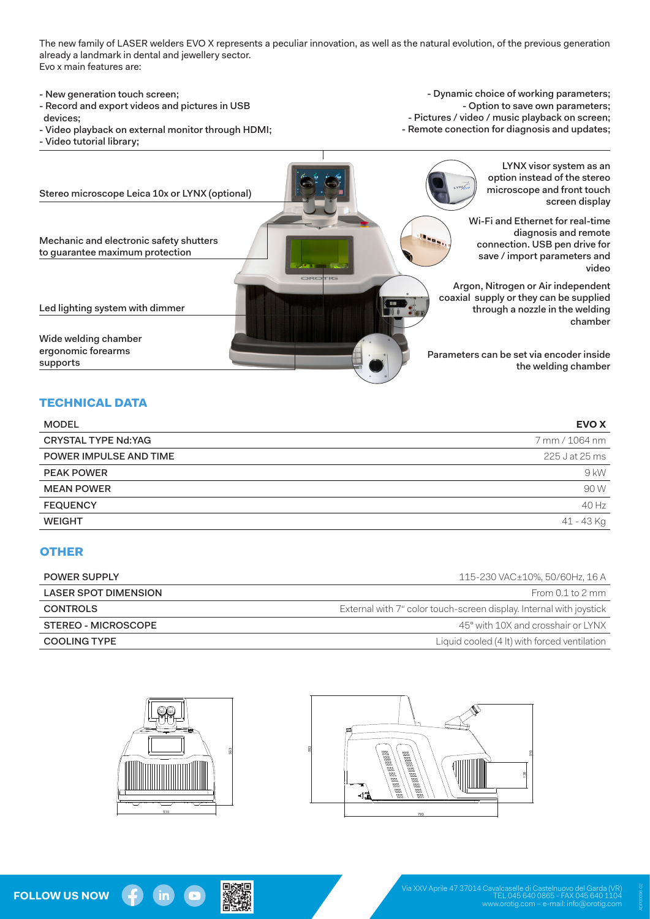The new family of LASER welders EVO X represents a peculiar innovation, as well as the natural evolution, of the previous generation already a landmark in dental and jewellery sector.
Evo x main features are:

- New generation touch screen;
- Record and export videos and pictures in USB devices;
- Video playback on external monitor through HDMI;
- Video tutorial library;
- Dynamic choice of working parameters;
- Option to save own parameters;
- Pictures / video / music playback on screen;
- Remote conection for diagnosis and updates;

Stereo microscope Leica 10x or LYNX (optional)

Mechanic and electronic safety shutters to guarantee maximum protection

Led lighting system with dimmer

Wide welding chamber ergonomic forearms supports

LYNX visor system as an option instead of the stereo microscope and front touch screen display

Wi-Fi and Ethernet for real-time diagnosis and remote connection. USB pen drive for save / import parameters and video

Argon, Nitrogen or Air independent coaxial supply or they can be supplied through a nozzle in the welding chamber

Parameters can be set via encoder inside the welding chamber

## TECHNICAL DATA

| MODEL | EVO X |
|---|---|
| CRYSTAL TYPE Nd:YAG | 7 mm / 1064 nm |
| POWER IMPULSE AND TIME | 225 J at 25 ms |
| PEAK POWER | 9 kW |
| MEAN POWER | 90 W |
| FEQUENCY | 40 Hz |
| WEIGHT | 41 - 43 Kg |

## OTHER

| | |
|---|---|
| POWER SUPPLY | 115-230 VAC±10%, 50/60Hz, 16 A |
| LASER SPOT DIMENSION | From 0.1 to 2 mm |
| CONTROLS | External with 7" color touch-screen display. Internal with joystick |
| STEREO - MICROSCOPE | 45° with 10X and crosshair or LYNX |
| COOLING TYPE | Liquid cooled (4 lt) with forced ventilation |

553
510
553
510
130
793

FOLLOW US NOW

Via XXV Aprile 47 37014 Cavalcaselle di Castelnuovo del Garda (VR)
TEL 045 640 0865 - FAX 045 640 1104
www.orotig.com – e-mail: info@orotig.com